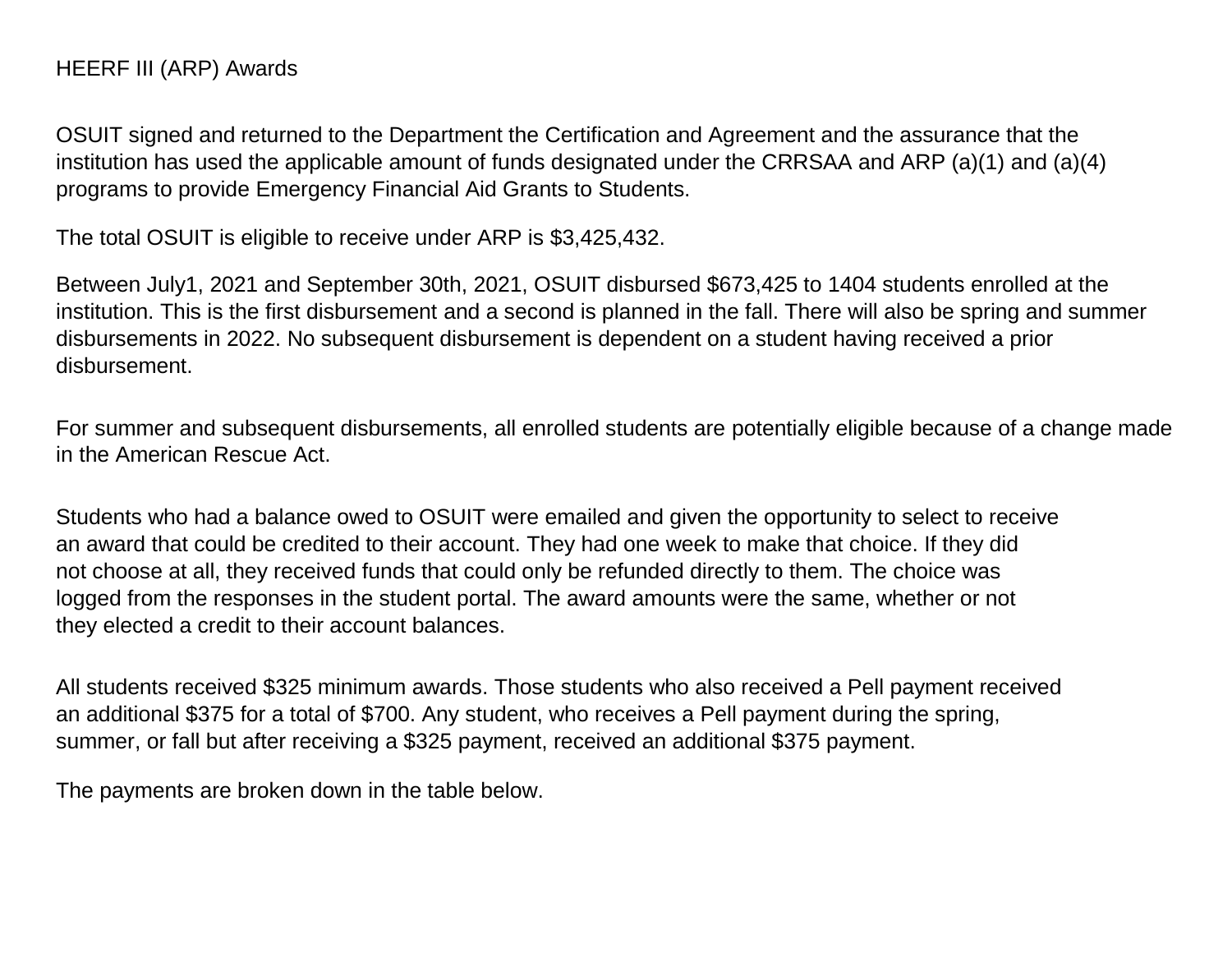# HEERF III (ARP) Awards

OSUIT signed and returned to the Department the Certification and Agreement and the assurance that the institution has used the applicable amount of funds designated under the CRRSAA and ARP (a)(1) and (a)(4) programs to provide Emergency Financial Aid Grants to Students.

The total OSUIT is eligible to receive under ARP is $3,425,432.

Between July1, 2021 and September 30th, 2021, OSUIT disbursed $673,425 to 1404 students enrolled at the institution. This is the first disbursement and a second is planned in the fall. There will also be spring and summer disbursements in 2022. No subsequent disbursement is dependent on a student having received a prior disbursement.

For summer and subsequent disbursements, all enrolled students are potentially eligible because of a change made in the American Rescue Act.

Students who had a balance owed to OSUIT were emailed and given the opportunity to select to receive an award that could be credited to their account. They had one week to make that choice. If they did not choose at all, they received funds that could only be refunded directly to them. The choice was logged from the responses in the student portal. The award amounts were the same, whether or not they elected a credit to their account balances.

All students received $325 minimum awards. Those students who also received a Pell payment received an additional $375 for a total of $700. Any student, who receives a Pell payment during the spring, summer, or fall but after receiving a $325 payment, received an additional $375 payment.

The payments are broken down in the table below.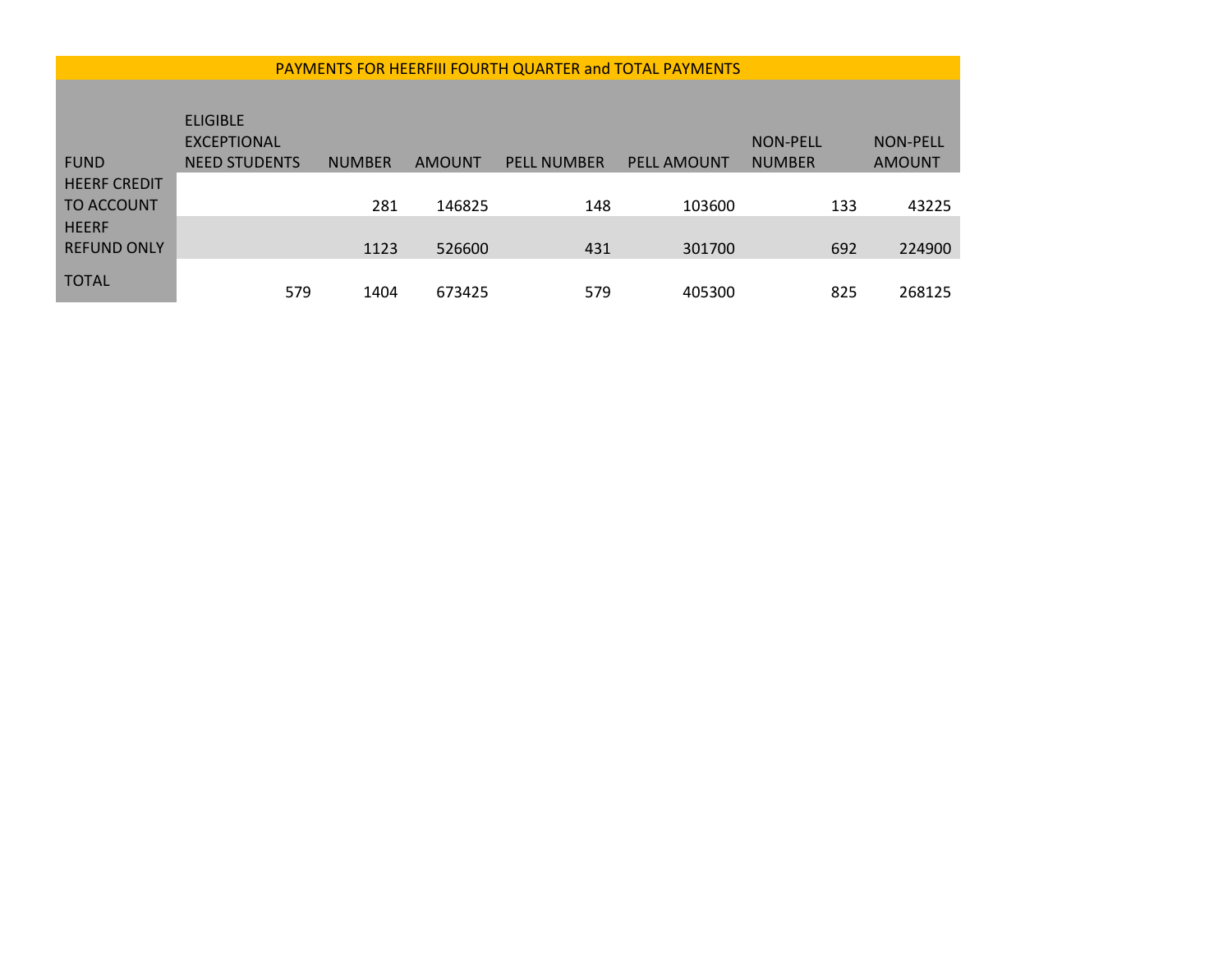| PAYMENTS FOR HEERFIII FOURTH QUARTER and TOTAL PAYMENTS | | | | | | | |
|---|---|---|---|---|---|---|---|
| FUND | ELIGIBLE EXCEPTIONAL NEED STUDENTS | NUMBER | AMOUNT | PELL NUMBER | PELL AMOUNT | NON-PELL NUMBER | NON-PELL AMOUNT |
| HEERF CREDIT TO ACCOUNT | | 281 | 146825 | 148 | 103600 | 133 | 43225 |
| HEERF REFUND ONLY | | 1123 | 526600 | 431 | 301700 | 692 | 224900 |
| TOTAL | 579 | 1404 | 673425 | 579 | 405300 | 825 | 268125 |